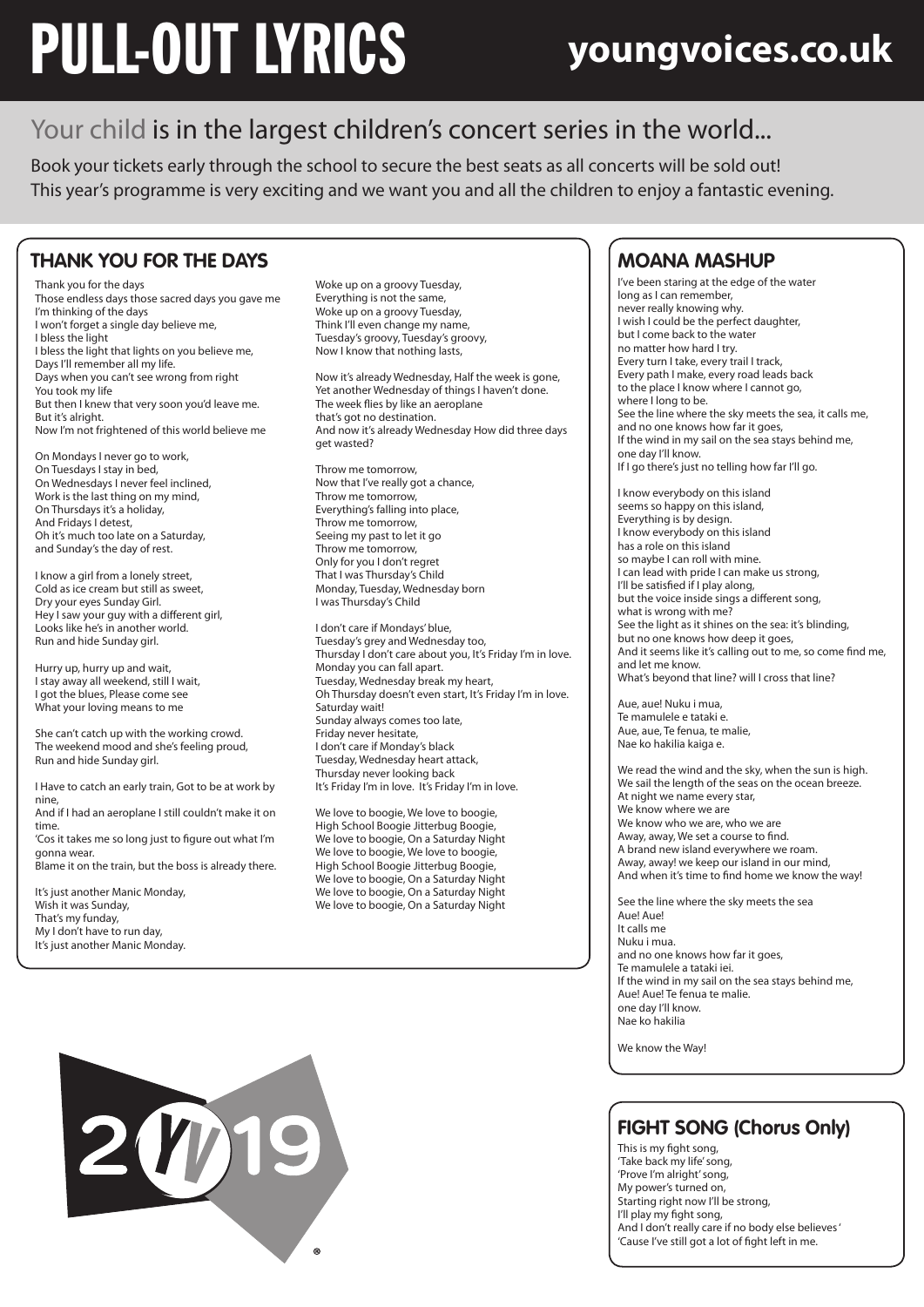# PULL-OUT LYRICS

**youngvoices.co.uk**

## Your child is in the largest children's concert series in the world...

Book your tickets early through the school to secure the best seats as all concerts will be sold out!
This year's programme is very exciting and we want you and all the children to enjoy a fantastic evening.

## THANK YOU FOR THE DAYS

Thank you for the days
Those endless days those sacred days you gave me
I'm thinking of the days
I won't forget a single day believe me,
I bless the light
I bless the light that lights on you believe me,
Days I'll remember all my life.
Days when you can't see wrong from right
You took my life
But then I knew that very soon you'd leave me.
But it's alright.
Now I'm not frightened of this world believe me

On Mondays I never go to work,
On Tuesdays I stay in bed,
On Wednesdays I never feel inclined,
Work is the last thing on my mind,
On Thursdays it's a holiday,
And Fridays I detest,
Oh it's much too late on a Saturday,
and Sunday's the day of rest.

I know a girl from a lonely street,
Cold as ice cream but still as sweet,
Dry your eyes Sunday Girl.
Hey I saw your guy with a different girl,
Looks like he's in another world.
Run and hide Sunday girl.

Hurry up, hurry up and wait,
I stay away all weekend, still I wait,
I got the blues, Please come see
What your loving means to me

She can't catch up with the working crowd.
The weekend mood and she's feeling proud,
Run and hide Sunday girl.

I Have to catch an early train, Got to be at work by nine,
And if I had an aeroplane I still couldn't make it on time.
'Cos it takes me so long just to figure out what I'm gonna wear.
Blame it on the train, but the boss is already there.

It's just another Manic Monday,
Wish it was Sunday,
That's my funday,
My I don't have to run day,
It's just another Manic Monday.

Woke up on a groovy Tuesday,
Everything is not the same,
Woke up on a groovy Tuesday,
Think I'll even change my name,
Tuesday's groovy, Tuesday's groovy,
Now I know that nothing lasts,

Now it's already Wednesday, Half the week is gone,
Yet another Wednesday of things I haven't done.
The week flies by like an aeroplane
that's got no destination.
And now it's already Wednesday How did three days get wasted?

Throw me tomorrow,
Now that I've really got a chance,
Throw me tomorrow,
Everything's falling into place,
Throw me tomorrow,
Seeing my past to let it go
Throw me tomorrow,
Only for you I don't regret
That I was Thursday's Child
Monday, Tuesday, Wednesday born
I was Thursday's Child

I don't care if Mondays' blue,
Tuesday's grey and Wednesday too,
Thursday I don't care about you, It's Friday I'm in love.
Monday you can fall apart.
Tuesday, Wednesday break my heart,
Oh Thursday doesn't even start, It's Friday I'm in love.
Saturday wait!
Sunday always comes too late,
Friday never hesitate,
I don't care if Monday's black
Tuesday, Wednesday heart attack,
Thursday never looking back
It's Friday I'm in love. It's Friday I'm in love.

We love to boogie, We love to boogie,
High School Boogie Jitterbug Boogie,
We love to boogie, On a Saturday Night
We love to boogie, We love to boogie,
High School Boogie Jitterbug Boogie,
We love to boogie, On a Saturday Night
We love to boogie, On a Saturday Night
We love to boogie, On a Saturday Night

## MOANA MASHUP

I've been staring at the edge of the water
long as I can remember,
never really knowing why.
I wish I could be the perfect daughter,
but I come back to the water
no matter how hard I try.
Every turn I take, every trail I track,
Every path I make, every road leads back
to the place I know where I cannot go,
where I long to be.
See the line where the sky meets the sea, it calls me,
and no one knows how far it goes,
If the wind in my sail on the sea stays behind me,
one day I'll know.
If I go there's just no telling how far I'll go.

I know everybody on this island
seems so happy on this island,
Everything is by design.
I know everybody on this island
has a role on this island
so maybe I can roll with mine.
I can lead with pride I can make us strong,
I'll be satisfied if I play along,
but the voice inside sings a different song,
what is wrong with me?
See the light as it shines on the sea: it's blinding,
but no one knows how deep it goes,
And it seems like it's calling out to me, so come find me,
and let me know.
What's beyond that line? will I cross that line?

Aue, aue! Nuku i mua,
Te mamulele e tataki e.
Aue, aue, Te fenua, te malie,
Nae ko hakilia kaiga e.

We read the wind and the sky, when the sun is high.
We sail the length of the seas on the ocean breeze.
At night we name every star,
We know where we are
We know who we are, who we are
Away, away, We set a course to find.
A brand new island everywhere we roam.
Away, away! we keep our island in our mind,
And when it's time to find home we know the way!

See the line where the sky meets the sea
Aue! Aue!
It calls me
Nuku i mua.
and no one knows how far it goes,
Te mamulele a tataki iei.
If the wind in my sail on the sea stays behind me,
Aue! Aue! Te fenua te malie.
one day I'll know.
Nae ko hakilia

We know the Way!

## FIGHT SONG (Chorus Only)

This is my fight song,
'Take back my life' song,
'Prove I'm alright' song,
My power's turned on,
Starting right now I'll be strong,
I'll play my fight song,
And I don't really care if no body else believes'
'Cause I've still got a lot of fight left in me.

2 YV 19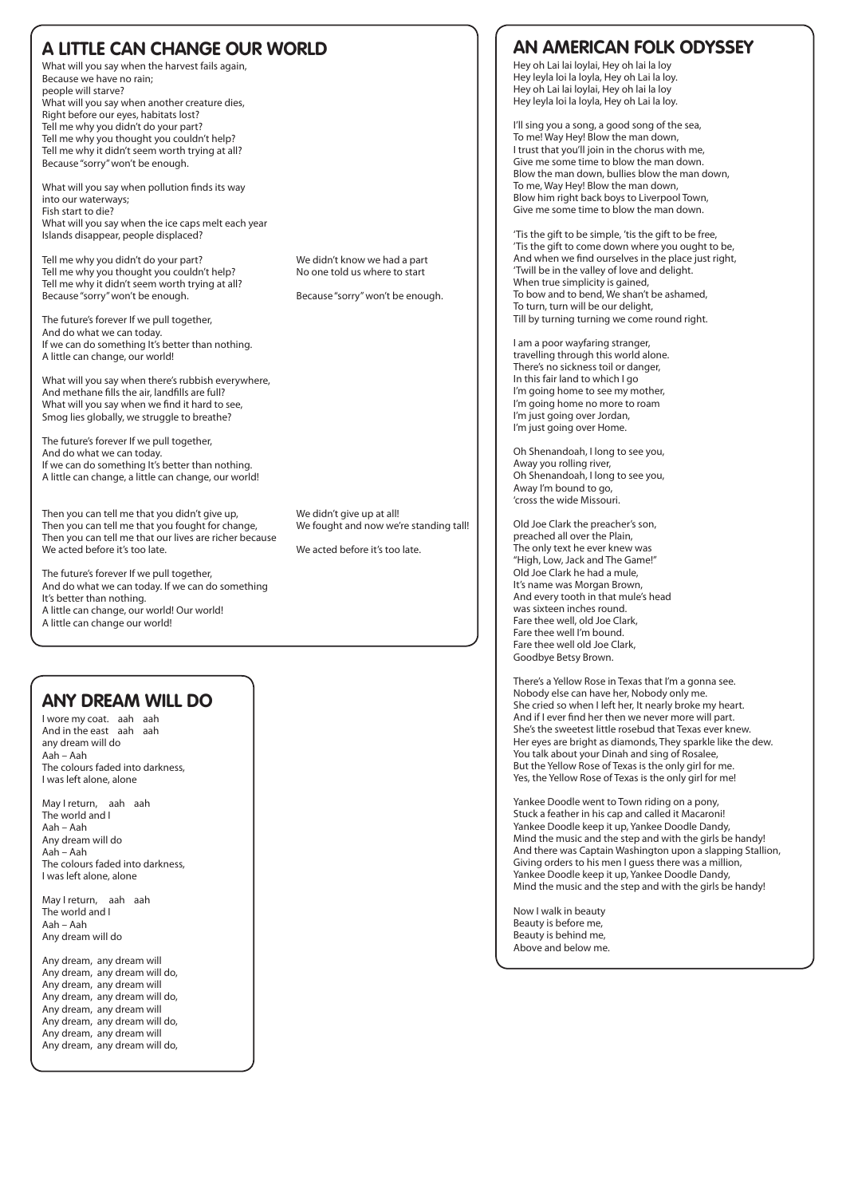## A LITTLE CAN CHANGE OUR WORLD

What will you say when the harvest fails again,
Because we have no rain;
people will starve?
What will you say when another creature dies,
Right before our eyes, habitats lost?
Tell me why you didn't do your part?
Tell me why you thought you couldn't help?
Tell me why it didn't seem worth trying at all?
Because "sorry" won't be enough.

What will you say when pollution finds its way
into our waterways;
Fish start to die?
What will you say when the ice caps melt each year
Islands disappear, people displaced?

Tell me why you didn't do your part?
Tell me why you thought you couldn't help?
Tell me why it didn't seem worth trying at all?
Because "sorry" won't be enough.

We didn't know we had a part
No one told us where to start

Because "sorry" won't be enough.

The future's forever If we pull together,
And do what we can today.
If we can do something It's better than nothing.
A little can change, our world!

What will you say when there's rubbish everywhere,
And methane fills the air, landfills are full?
What will you say when we find it hard to see,
Smog lies globally, we struggle to breathe?

The future's forever If we pull together,
And do what we can today.
If we can do something It's better than nothing.
A little can change, a little can change, our world!

Then you can tell me that you didn't give up,
Then you can tell me that you fought for change,
Then you can tell me that our lives are richer because
We acted before it's too late.

We didn't give up at all!
We fought and now we're standing tall!

We acted before it's too late.

The future's forever If we pull together,
And do what we can today. If we can do something
It's better than nothing.
A little can change, our world! Our world!
A little can change our world!

## ANY DREAM WILL DO

I wore my coat. aah aah
And in the east aah aah
any dream will do
Aah – Aah
The colours faded into darkness,
I was left alone, alone

May I return, aah aah
The world and I
Aah – Aah
Any dream will do
Aah – Aah
The colours faded into darkness,
I was left alone, alone

May I return, aah aah
The world and I
Aah – Aah
Any dream will do

Any dream, any dream will
Any dream, any dream will do,
Any dream, any dream will
Any dream, any dream will do,
Any dream, any dream will
Any dream, any dream will do,
Any dream, any dream will
Any dream, any dream will do,

## AN AMERICAN FOLK ODYSSEY

Hey oh Lai lai loylai, Hey oh lai la loy
Hey leyla loi la loyla, Hey oh Lai la loy.
Hey oh Lai lai loylai, Hey oh lai la loy
Hey leyla loi la loyla, Hey oh Lai la loy.

I'll sing you a song, a good song of the sea,
To me! Way Hey! Blow the man down,
I trust that you'll join in the chorus with me,
Give me some time to blow the man down.
Blow the man down, bullies blow the man down,
To me, Way Hey! Blow the man down,
Blow him right back boys to Liverpool Town,
Give me some time to blow the man down.

'Tis the gift to be simple, 'tis the gift to be free,
'Tis the gift to come down where you ought to be,
And when we find ourselves in the place just right,
'Twill be in the valley of love and delight.
When true simplicity is gained,
To bow and to bend, We shan't be ashamed,
To turn, turn will be our delight,
Till by turning turning we come round right.

I am a poor wayfaring stranger,
travelling through this world alone.
There's no sickness toil or danger,
In this fair land to which I go
I'm going home to see my mother,
I'm going home no more to roam
I'm just going over Jordan,
I'm just going over Home.

Oh Shenandoah, I long to see you,
Away you rolling river,
Oh Shenandoah, I long to see you,
Away I'm bound to go,
'cross the wide Missouri.

Old Joe Clark the preacher's son,
preached all over the Plain,
The only text he ever knew was
"High, Low, Jack and The Game!"
Old Joe Clark he had a mule,
It's name was Morgan Brown,
And every tooth in that mule's head
was sixteen inches round.
Fare thee well, old Joe Clark,
Fare thee well I'm bound.
Fare thee well old Joe Clark,
Goodbye Betsy Brown.

There's a Yellow Rose in Texas that I'm a gonna see.
Nobody else can have her, Nobody only me.
She cried so when I left her, It nearly broke my heart.
And if I ever find her then we never more will part.
She's the sweetest little rosebud that Texas ever knew.
Her eyes are bright as diamonds, They sparkle like the dew.
You talk about your Dinah and sing of Rosalee,
But the Yellow Rose of Texas is the only girl for me.
Yes, the Yellow Rose of Texas is the only girl for me!

Yankee Doodle went to Town riding on a pony,
Stuck a feather in his cap and called it Macaroni!
Yankee Doodle keep it up, Yankee Doodle Dandy,
Mind the music and the step and with the girls be handy!
And there was Captain Washington upon a slapping Stallion,
Giving orders to his men I guess there was a million,
Yankee Doodle keep it up, Yankee Doodle Dandy,
Mind the music and the step and with the girls be handy!

Now I walk in beauty
Beauty is before me,
Beauty is behind me,
Above and below me.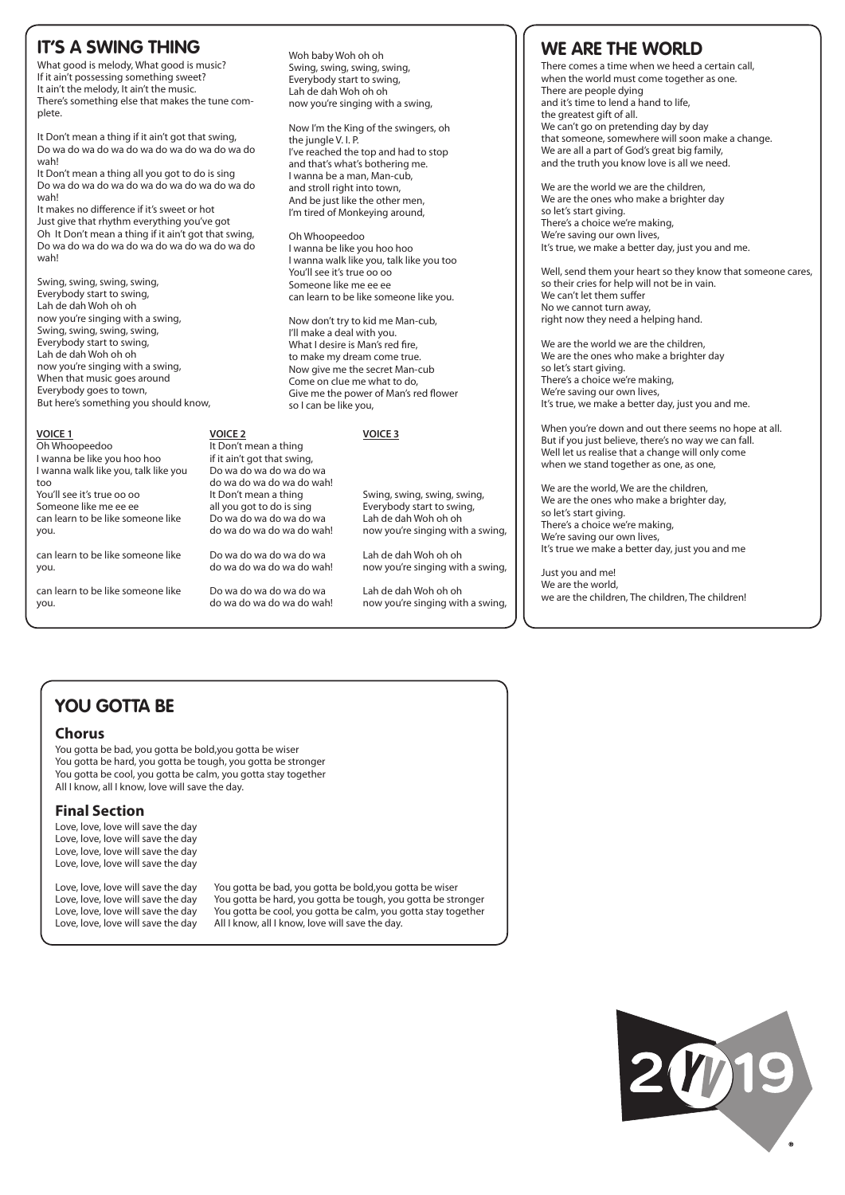## IT'S A SWING THING

What good is melody, What good is music?
If it ain't possessing something sweet?
It ain't the melody, It ain't the music.
There's something else that makes the tune complete.

It Don't mean a thing if it ain't got that swing,
Do wa do wa do wa do wa do wa do wa do wa do wah!
It Don't mean a thing all you got to do is sing
Do wa do wa do wa do wa do wa do wa do wa do wah!
It makes no difference if it's sweet or hot
Just give that rhythm everything you've got
Oh It Don't mean a thing if it ain't got that swing,
Do wa do wa do wa do wa do wa do wa do wa do wah!

Swing, swing, swing, swing,
Everybody start to swing,
Lah de dah Woh oh oh
now you're singing with a swing,
Swing, swing, swing, swing,
Everybody start to swing,
Lah de dah Woh oh oh
now you're singing with a swing,
When that music goes around
Everybody goes to town,
But here's something you should know,

Woh baby Woh oh oh
Swing, swing, swing, swing,
Everybody start to swing,
Lah de dah Woh oh oh
now you're singing with a swing,

Now I'm the King of the swingers, oh
the jungle V. I. P.
I've reached the top and had to stop
and that's what's bothering me.
I wanna be a man, Man-cub,
and stroll right into town,
And be just like the other men,
I'm tired of Monkeying around,

Oh Whoopeedoo
I wanna be like you hoo hoo
I wanna walk like you, talk like you too
You'll see it's true oo oo
Someone like me ee ee
can learn to be like someone like you.

Now don't try to kid me Man-cub,
I'll make a deal with you.
What I desire is Man's red fire,
to make my dream come true.
Now give me the secret Man-cub
Come on clue me what to do,
Give me the power of Man's red flower
so I can be like you,

| VOICE 1 | VOICE 2 | VOICE 3 |
|---|---|---|
| Oh Whoopeedoo<br>I wanna be like you hoo hoo<br>I wanna walk like you, talk like you too | It Don't mean a thing<br>if it ain't got that swing,<br>Do wa do wa do wa do wa<br>do wa do wa do wa do wah! | |
| You'll see it's true oo oo<br>Someone like me ee ee<br>can learn to be like someone like you. | It Don't mean a thing<br>all you got to do is sing<br>Do wa do wa do wa do wa<br>do wa do wa do wa do wah! | Swing, swing, swing, swing,<br>Everybody start to swing,<br>Lah de dah Woh oh oh<br>now you're singing with a swing, |
| can learn to be like someone like you. | Do wa do wa do wa do wa<br>do wa do wa do wa do wah! | Lah de dah Woh oh oh<br>now you're singing with a swing, |
| can learn to be like someone like you. | Do wa do wa do wa do wa<br>do wa do wa do wa do wah! | Lah de dah Woh oh oh<br>now you're singing with a swing, |

## WE ARE THE WORLD

There comes a time when we heed a certain call,
when the world must come together as one.
There are people dying
and it's time to lend a hand to life,
the greatest gift of all.
We can't go on pretending day by day
that someone, somewhere will soon make a change.
We are all a part of God's great big family,
and the truth you know love is all we need.

We are the world we are the children,
We are the ones who make a brighter day
so let's start giving.
There's a choice we're making,
We're saving our own lives,
It's true, we make a better day, just you and me.

Well, send them your heart so they know that someone cares,
so their cries for help will not be in vain.
We can't let them suffer
No we cannot turn away,
right now they need a helping hand.

We are the world we are the children,
We are the ones who make a brighter day
so let's start giving.
There's a choice we're making,
We're saving our own lives,
It's true, we make a better day, just you and me.

When you're down and out there seems no hope at all.
But if you just believe, there's no way we can fall.
Well let us realise that a change will only come
when we stand together as one, as one,

We are the world, We are the children,
We are the ones who make a brighter day,
so let's start giving.
There's a choice we're making,
We're saving our own lives,
It's true we make a better day, just you and me

Just you and me!
We are the world,
we are the children, The children, The children!

## YOU GOTTA BE

### Chorus

You gotta be bad, you gotta be bold,you gotta be wiser
You gotta be hard, you gotta be tough, you gotta be stronger
You gotta be cool, you gotta be calm, you gotta stay together
All I know, all I know, love will save the day.

### Final Section

Love, love, love will save the day
Love, love, love will save the day
Love, love, love will save the day
Love, love, love will save the day

| | |
|---|---|
| Love, love, love will save the day | You gotta be bad, you gotta be bold,you gotta be wiser |
| Love, love, love will save the day | You gotta be hard, you gotta be tough, you gotta be stronger |
| Love, love, love will save the day | You gotta be cool, you gotta be calm, you gotta stay together |
| Love, love, love will save the day | All I know, all I know, love will save the day. |

2 YV 19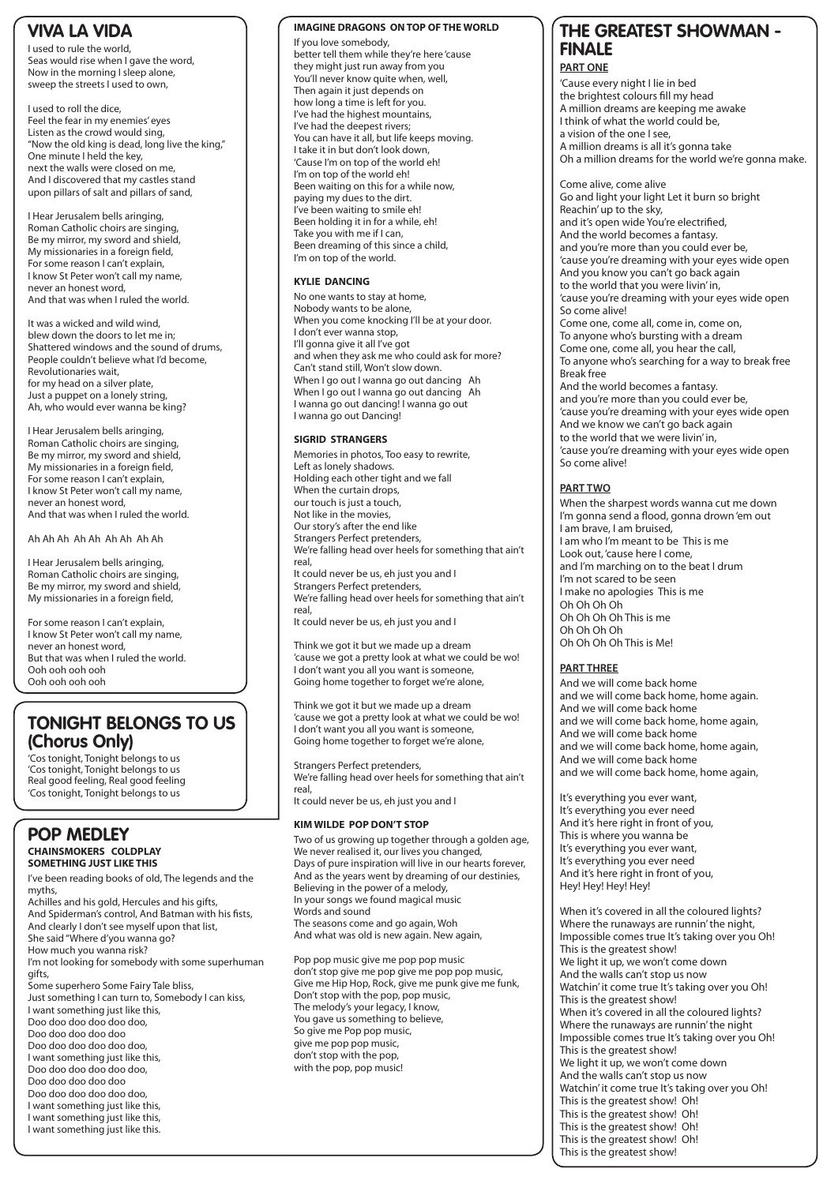# VIVA LA VIDA

I used to rule the world,
Seas would rise when I gave the word,
Now in the morning I sleep alone,
sweep the streets I used to own,

I used to roll the dice,
Feel the fear in my enemies' eyes
Listen as the crowd would sing,
"Now the old king is dead, long live the king,"
One minute I held the key,
next the walls were closed on me,
And I discovered that my castles stand
upon pillars of salt and pillars of sand,

I Hear Jerusalem bells aringing,
Roman Catholic choirs are singing,
Be my mirror, my sword and shield,
My missionaries in a foreign field,
For some reason I can't explain,
I know St Peter won't call my name,
never an honest word,
And that was when I ruled the world.

It was a wicked and wild wind,
blew down the doors to let me in;
Shattered windows and the sound of drums,
People couldn't believe what I'd become,
Revolutionaries wait,
for my head on a silver plate,
Just a puppet on a lonely string,
Ah, who would ever wanna be king?

I Hear Jerusalem bells aringing,
Roman Catholic choirs are singing,
Be my mirror, my sword and shield,
My missionaries in a foreign field,
For some reason I can't explain,
I know St Peter won't call my name,
never an honest word,
And that was when I ruled the world.

Ah Ah Ah Ah Ah Ah Ah Ah Ah

I Hear Jerusalem bells aringing,
Roman Catholic choirs are singing,
Be my mirror, my sword and shield,
My missionaries in a foreign field,

For some reason I can't explain,
I know St Peter won't call my name,
never an honest word,
But that was when I ruled the world.
Ooh ooh ooh ooh
Ooh ooh ooh ooh

# TONIGHT BELONGS TO US (Chorus Only)

'Cos tonight, Tonight belongs to us
'Cos tonight, Tonight belongs to us
Real good feeling, Real good feeling
'Cos tonight, Tonight belongs to us

# POP MEDLEY

### CHAINSMOKERS COLDPLAY SOMETHING JUST LIKE THIS

I've been reading books of old, The legends and the myths,
Achilles and his gold, Hercules and his gifts,
And Spiderman's control, And Batman with his fists,
And clearly I don't see myself upon that list,
She said "Where d'you wanna go?
How much you wanna risk?
I'm not looking for somebody with some superhuman gifts,
Some superhero Some Fairy Tale bliss,
Just something I can turn to, Somebody I can kiss,
I want something just like this,
Doo doo doo doo doo doo,
Doo doo doo doo doo
Doo doo doo doo doo doo,
I want something just like this,
Doo doo doo doo doo doo,
Doo doo doo doo doo
Doo doo doo doo doo doo,
I want something just like this,
I want something just like this,
I want something just like this.

### IMAGINE DRAGONS ON TOP OF THE WORLD

If you love somebody,
better tell them while they're here 'cause
they might just run away from you
You'll never know quite when, well,
Then again it just depends on
how long a time is left for you.
I've had the highest mountains,
I've had the deepest rivers;
You can have it all, but life keeps moving.
I take it in but don't look down,
'Cause I'm on top of the world eh!
I'm on top of the world eh!
Been waiting on this for a while now,
paying my dues to the dirt.
I've been waiting to smile eh!
Been holding it in for a while, eh!
Take you with me if I can,
Been dreaming of this since a child,
I'm on top of the world.

### KYLIE DANCING

No one wants to stay at home,
Nobody wants to be alone,
When you come knocking I'll be at your door.
I don't ever wanna stop,
I'll gonna give it all I've got
and when they ask me who could ask for more?
Can't stand still, Won't slow down.
When I go out I wanna go out dancing Ah
When I go out I wanna go out dancing Ah
I wanna go out dancing! I wanna go out
I wanna go out Dancing!

### SIGRID STRANGERS

Memories in photos, Too easy to rewrite,
Left as lonely shadows.
Holding each other tight and we fall
When the curtain drops,
our touch is just a touch,
Not like in the movies,
Our story's after the end like
Strangers Perfect pretenders,
We're falling head over heels for something that ain't real,
It could never be us, eh just you and I
Strangers Perfect pretenders,
We're falling head over heels for something that ain't real,
It could never be us, eh just you and I

Think we got it but we made up a dream
'cause we got a pretty look at what we could be wo!
I don't want you all you want is someone,
Going home together to forget we're alone,

Think we got it but we made up a dream
'cause we got a pretty look at what we could be wo!
I don't want you all you want is someone,
Going home together to forget we're alone,

Strangers Perfect pretenders,
We're falling head over heels for something that ain't real,
It could never be us, eh just you and I

### KIM WILDE POP DON'T STOP

Two of us growing up together through a golden age,
We never realised it, our lives you changed,
Days of pure inspiration will live in our hearts forever,
And as the years went by dreaming of our destinies,
Believing in the power of a melody,
In your songs we found magical music
Words and sound
The seasons come and go again, Woh
And what was old is new again. New again,

Pop pop music give me pop pop music
don't stop give me pop give me pop pop music,
Give me Hip Hop, Rock, give me punk give me funk,
Don't stop with the pop, pop music,
The melody's your legacy, I know,
You gave us something to believe,
So give me Pop pop music,
give me pop pop music,
don't stop with the pop,
with the pop, pop music!

# THE GREATEST SHOWMAN - FINALE

### PART ONE

'Cause every night I lie in bed
the brightest colours fill my head
A million dreams are keeping me awake
I think of what the world could be,
a vision of the one I see,
A million dreams is all it's gonna take
Oh a million dreams for the world we're gonna make.

Come alive, come alive
Go and light your light Let it burn so bright
Reachin' up to the sky,
and it's open wide You're electrified,
And the world becomes a fantasy.
and you're more than you could ever be,
'cause you're dreaming with your eyes wide open
And you know you can't go back again
to the world that you were livin' in,
'cause you're dreaming with your eyes wide open
So come alive!
Come one, come all, come in, come on,
To anyone who's bursting with a dream
Come one, come all, you hear the call,
To anyone who's searching for a way to break free
Break free
And the world becomes a fantasy.
and you're more than you could ever be,
'cause you're dreaming with your eyes wide open
And we know we can't go back again
to the world that we were livin' in,
'cause you're dreaming with your eyes wide open
So come alive!

### PART TWO

When the sharpest words wanna cut me down
I'm gonna send a flood, gonna drown 'em out
I am brave, I am bruised,
I am who I'm meant to be This is me
Look out, 'cause here I come,
and I'm marching on to the beat I drum
I'm not scared to be seen
I make no apologies This is me
Oh Oh Oh Oh
Oh Oh Oh Oh This is me
Oh Oh Oh Oh
Oh Oh Oh Oh This is Me!

### PART THREE

And we will come back home
and we will come back home, home again.
And we will come back home
and we will come back home, home again,
And we will come back home
and we will come back home, home again,
And we will come back home
and we will come back home, home again,

It's everything you ever want,
It's everything you ever need
And it's here right in front of you,
This is where you wanna be
It's everything you ever want,
It's everything you ever need
And it's here right in front of you,
Hey! Hey! Hey! Hey!

When it's covered in all the coloured lights?
Where the runaways are runnin' the night,
Impossible comes true It's taking over you Oh!
This is the greatest show!
We light it up, we won't come down
And the walls can't stop us now
Watchin' it come true It's taking over you Oh!
This is the greatest show!
When it's covered in all the coloured lights?
Where the runaways are runnin' the night
Impossible comes true It's taking over you Oh!
This is the greatest show!
We light it up, we won't come down
And the walls can't stop us now
Watchin' it come true It's taking over you Oh!
This is the greatest show! Oh!
This is the greatest show! Oh!
This is the greatest show! Oh!
This is the greatest show! Oh!
This is the greatest show!